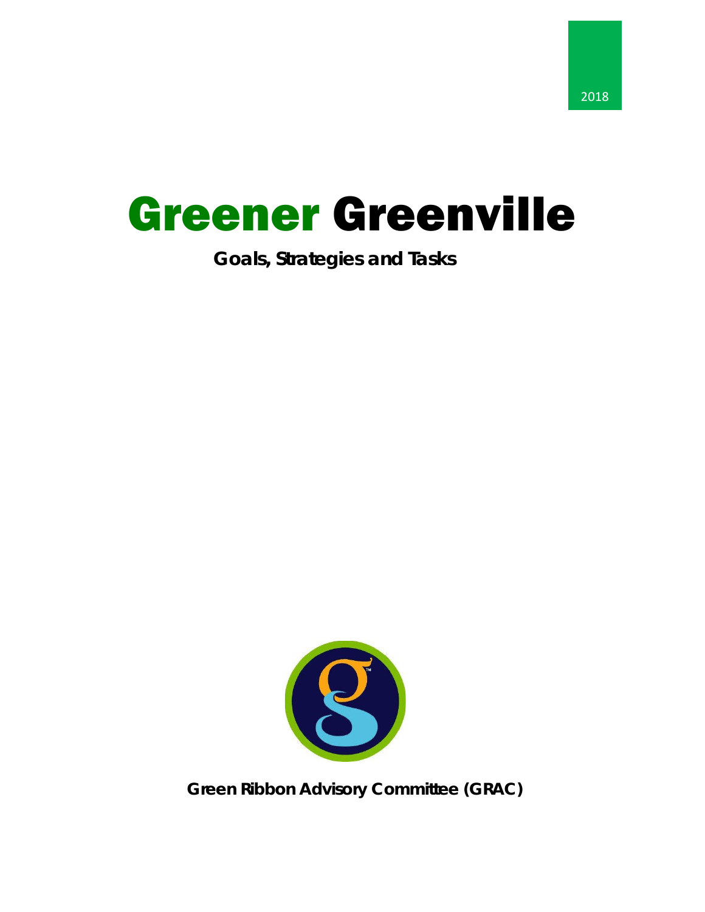2018

# Greener Greenville

**Goals, Strategies and Tasks**

**Green Ribbon Advisory Committee (GRAC)**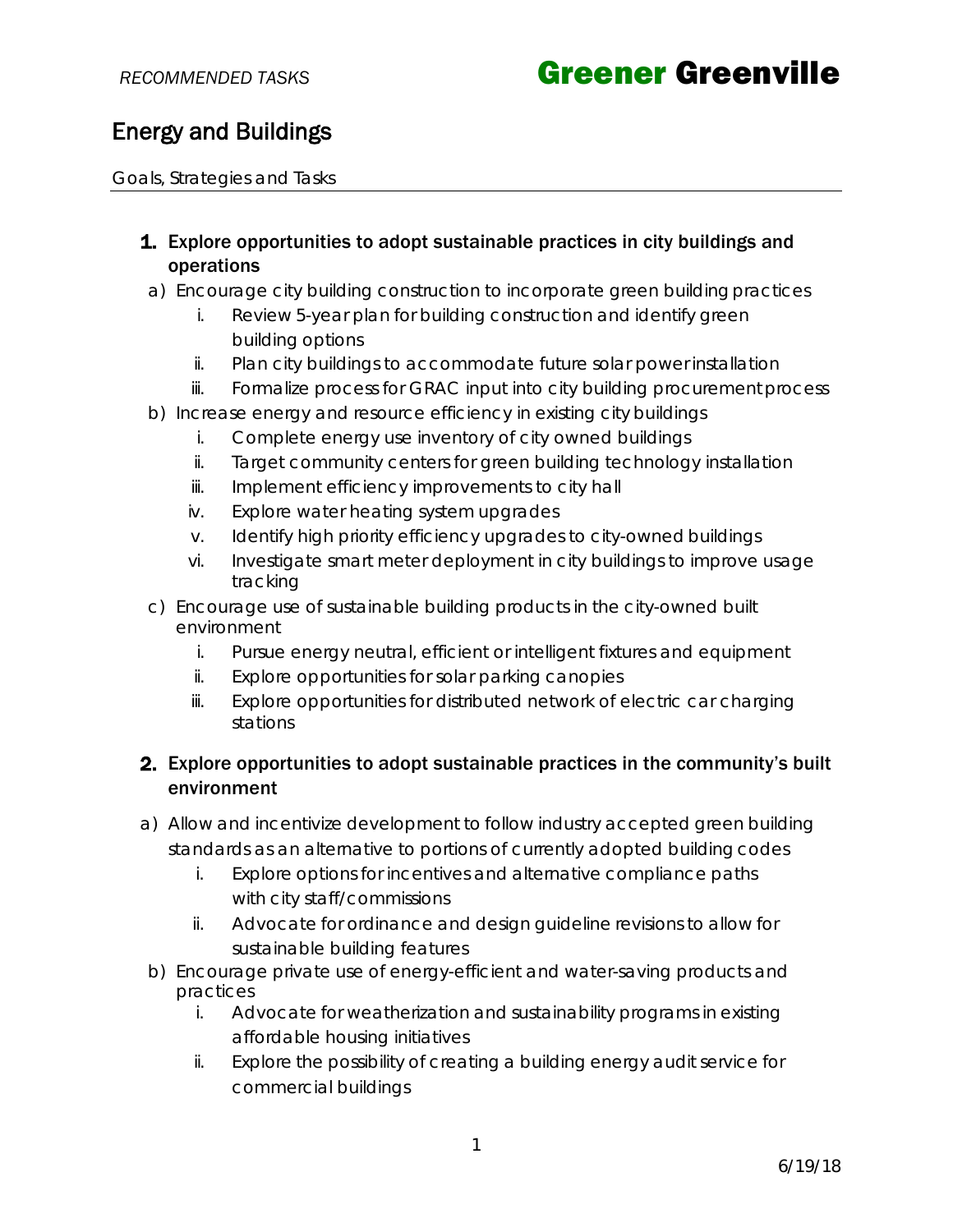# Energy and Buildings

*Goals, Strategies and Tasks*

1. **Explore opportunities to adopt sustainable practices in city buildings and operations**

   a) Encourage city building construction to incorporate green building practices
      1. Review 5-year plan for building construction and identify green building options
      2. Plan city buildings to accommodate future solar power installation
      3. Formalize process for GRAC input into city building procurement process

   b) Increase energy and resource efficiency in existing city buildings
      1. Complete energy use inventory of city owned buildings
      2. Target community centers for green building technology installation
      3. Implement efficiency improvements to city hall
      4. Explore water heating system upgrades
      5. Identify high priority efficiency upgrades to city-owned buildings
      6. Investigate smart meter deployment in city buildings to improve usage tracking

   c) Encourage use of sustainable building products in the city-owned built environment
      1. Pursue energy neutral, efficient or intelligent fixtures and equipment
      2. Explore opportunities for solar parking canopies
      3. Explore opportunities for distributed network of electric car charging stations

2. **Explore opportunities to adopt sustainable practices in the community's built environment**

   a) Allow and incentivize development to follow industry accepted green building standards as an alternative to portions of currently adopted building codes
      1. Explore options for incentives and alternative compliance paths with city staff/commissions
      2. Advocate for ordinance and design guideline revisions to allow for sustainable building features

   b) Encourage private use of energy-efficient and water-saving products and practices
      1. Advocate for weatherization and sustainability programs in existing affordable housing initiatives
      2. Explore the possibility of creating a building energy audit service for commercial buildings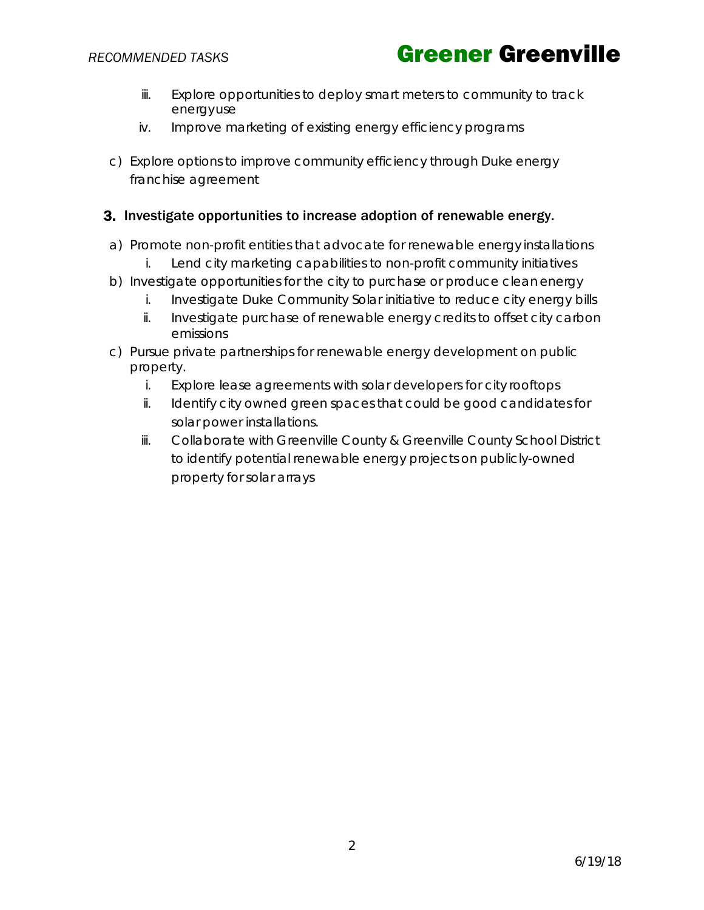iii. Explore opportunities to deploy smart meters to community to track energyuse
   iv. Improve marketing of existing energy efficiency programs

c) Explore options to improve community efficiency through Duke energy franchise agreement

### 3. Investigate opportunities to increase adoption of renewable energy.

a) Promote non-profit entities that advocate for renewable energy installations
   i. Lend city marketing capabilities to non-profit community initiatives
b) Investigate opportunities for the city to purchase or produce clean energy
   i. Investigate Duke Community Solar initiative to reduce city energy bills
   ii. Investigate purchase of renewable energy credits to offset city carbon emissions
c) Pursue private partnerships for renewable energy development on public property.
   i. Explore lease agreements with solar developers for city rooftops
   ii. Identify city owned green spaces that could be good candidates for solar power installations.
   iii. Collaborate with Greenville County & Greenville County School District to identify potential renewable energy projects on publicly-owned property for solar arrays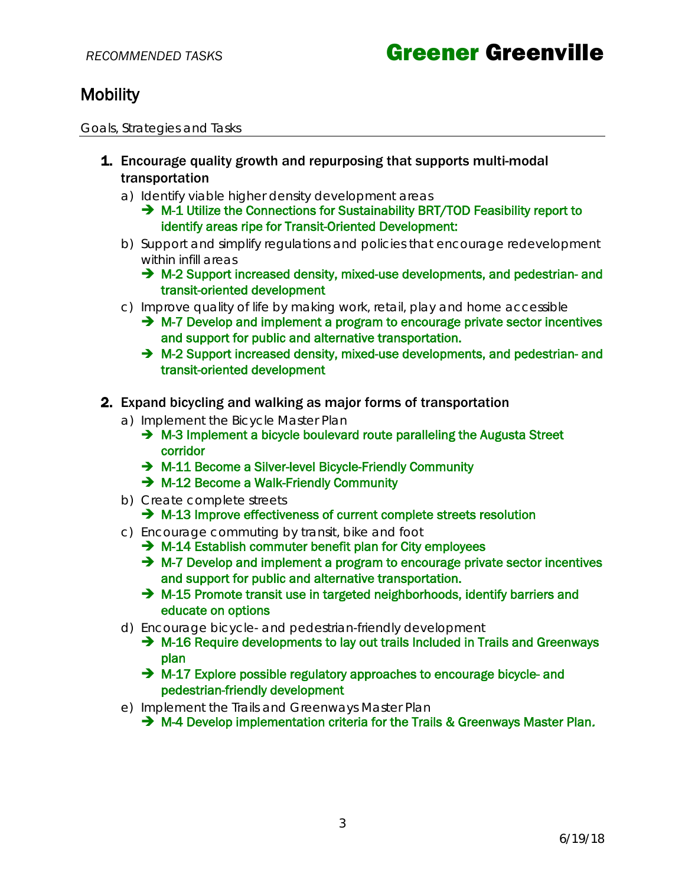## Mobility

*Goals, Strategies and Tasks*

1. **Encourage quality growth and repurposing that supports multi-modal transportation**
   a) Identify viable higher density development areas
      - ➔ **M-1 Utilize the Connections for Sustainability BRT/TOD Feasibility report to identify areas ripe for Transit-Oriented Development:**
   
   b) Support and simplify regulations and policies that encourage redevelopment within infill areas
      - ➔ **M-2 Support increased density, mixed-use developments, and pedestrian- and transit-oriented development**
   
   c) Improve quality of life by making work, retail, play and home accessible
      - ➔ **M-7 Develop and implement a program to encourage private sector incentives and support for public and alternative transportation.**
      - ➔ **M-2 Support increased density, mixed-use developments, and pedestrian- and transit-oriented development**

2. **Expand bicycling and walking as major forms of transportation**
   a) Implement the Bicycle Master Plan
      - ➔ **M-3 Implement a bicycle boulevard route paralleling the Augusta Street corridor**
      - ➔ **M-11 Become a Silver-level Bicycle-Friendly Community**
      - ➔ **M-12 Become a Walk-Friendly Community**
   
   b) Create complete streets
      - ➔ **M-13 Improve effectiveness of current complete streets resolution**
   
   c) Encourage commuting by transit, bike and foot
      - ➔ **M-14 Establish commuter benefit plan for City employees**
      - ➔ **M-7 Develop and implement a program to encourage private sector incentives and support for public and alternative transportation.**
      - ➔ **M-15 Promote transit use in targeted neighborhoods, identify barriers and educate on options**
   
   d) Encourage bicycle- and pedestrian-friendly development
      - ➔ **M-16 Require developments to lay out trails Included in Trails and Greenways plan**
      - ➔ **M-17 Explore possible regulatory approaches to encourage bicycle- and pedestrian-friendly development**
   
   e) Implement the Trails and Greenways Master Plan
      - ➔ **M-4 Develop implementation criteria for the Trails & Greenways Master Plan.**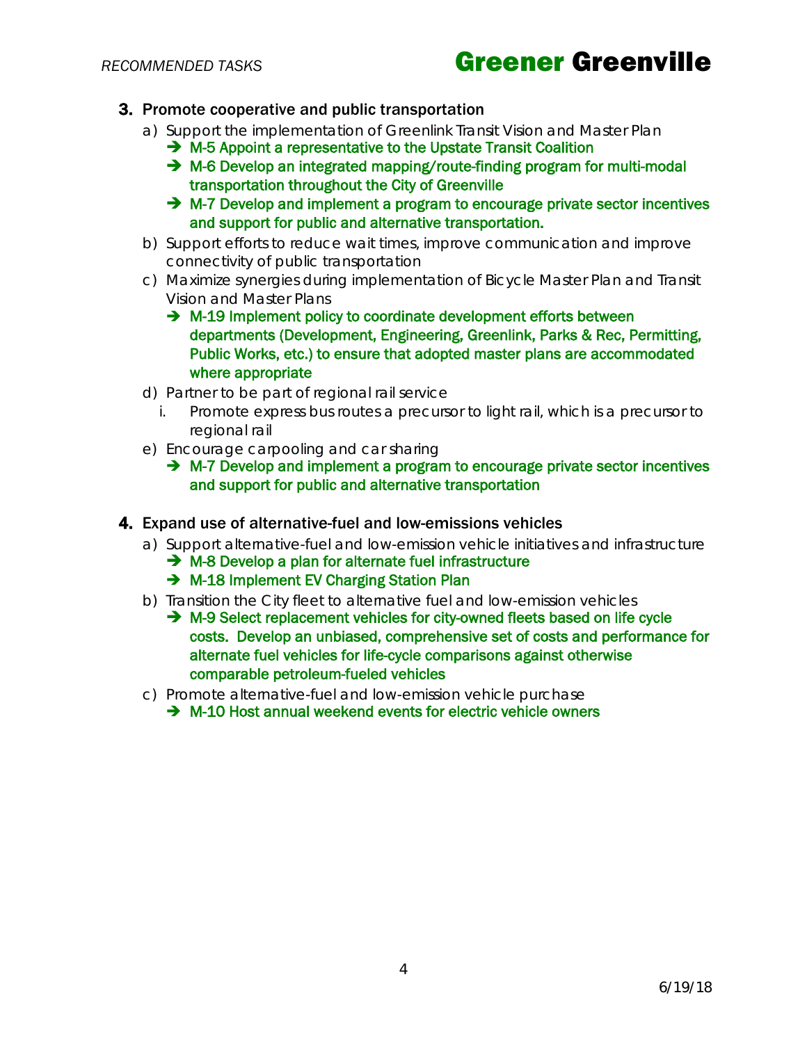3. **Promote cooperative and public transportation**
   - a) Support the implementation of Greenlink Transit Vision and Master Plan
     - ➔ M-5 Appoint a representative to the Upstate Transit Coalition
     - ➔ M-6 Develop an integrated mapping/route-finding program for multi-modal transportation throughout the City of Greenville
     - ➔ M-7 Develop and implement a program to encourage private sector incentives and support for public and alternative transportation.
   - b) Support efforts to reduce wait times, improve communication and improve connectivity of public transportation
   - c) Maximize synergies during implementation of Bicycle Master Plan and Transit Vision and Master Plans
     - ➔ M-19 Implement policy to coordinate development efforts between departments (Development, Engineering, Greenlink, Parks & Rec, Permitting, Public Works, etc.) to ensure that adopted master plans are accommodated where appropriate
   - d) Partner to be part of regional rail service
     - i. Promote express bus routes a precursor to light rail, which is a precursor to regional rail
   - e) Encourage carpooling and car sharing
     - ➔ M-7 Develop and implement a program to encourage private sector incentives and support for public and alternative transportation

4. **Expand use of alternative-fuel and low-emissions vehicles**
   - a) Support alternative-fuel and low-emission vehicle initiatives and infrastructure
     - ➔ M-8 Develop a plan for alternate fuel infrastructure
     - ➔ M-18 Implement EV Charging Station Plan
   - b) Transition the City fleet to alternative fuel and low-emission vehicles
     - ➔ M-9 Select replacement vehicles for city-owned fleets based on life cycle costs. Develop an unbiased, comprehensive set of costs and performance for alternate fuel vehicles for life-cycle comparisons against otherwise comparable petroleum-fueled vehicles
   - c) Promote alternative-fuel and low-emission vehicle purchase
     - ➔ M-10 Host annual weekend events for electric vehicle owners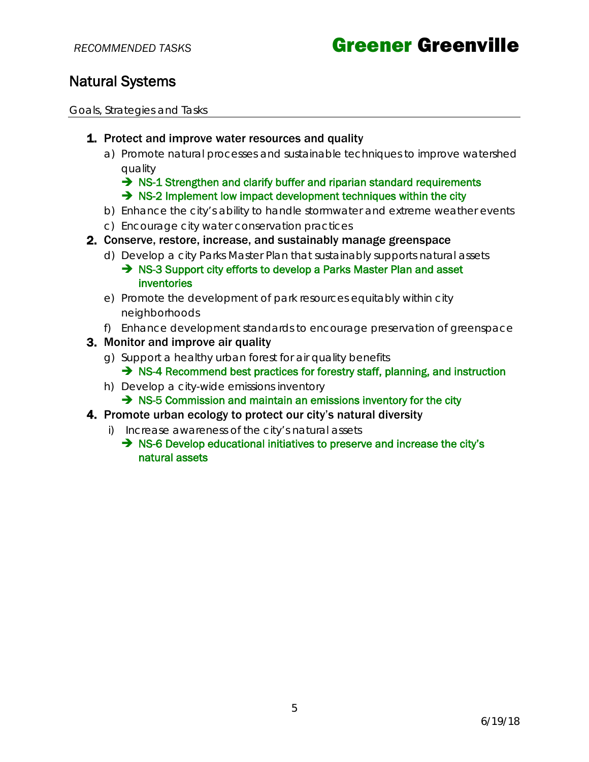## Natural Systems

*Goals, Strategies and Tasks*

1. **Protect and improve water resources and quality**
   a) Promote natural processes and sustainable techniques to improve watershed quality
      ➔ **NS-1 Strengthen and clarify buffer and riparian standard requirements**
      ➔ **NS-2 Implement low impact development techniques within the city**
   b) Enhance the city's ability to handle stormwater and extreme weather events
   c) Encourage city water conservation practices
2. **Conserve, restore, increase, and sustainably manage greenspace**
   d) Develop a city Parks Master Plan that sustainably supports natural assets
      ➔ **NS-3 Support city efforts to develop a Parks Master Plan and asset inventories**
   e) Promote the development of park resources equitably within city neighborhoods
   f) Enhance development standards to encourage preservation of greenspace
3. **Monitor and improve air quality**
   g) Support a healthy urban forest for air quality benefits
      ➔ **NS-4 Recommend best practices for forestry staff, planning, and instruction**
   h) Develop a city-wide emissions inventory
      ➔ **NS-5 Commission and maintain an emissions inventory for the city**
4. **Promote urban ecology to protect our city's natural diversity**
   i) Increase awareness of the city's natural assets
      ➔ **NS-6 Develop educational initiatives to preserve and increase the city's natural assets**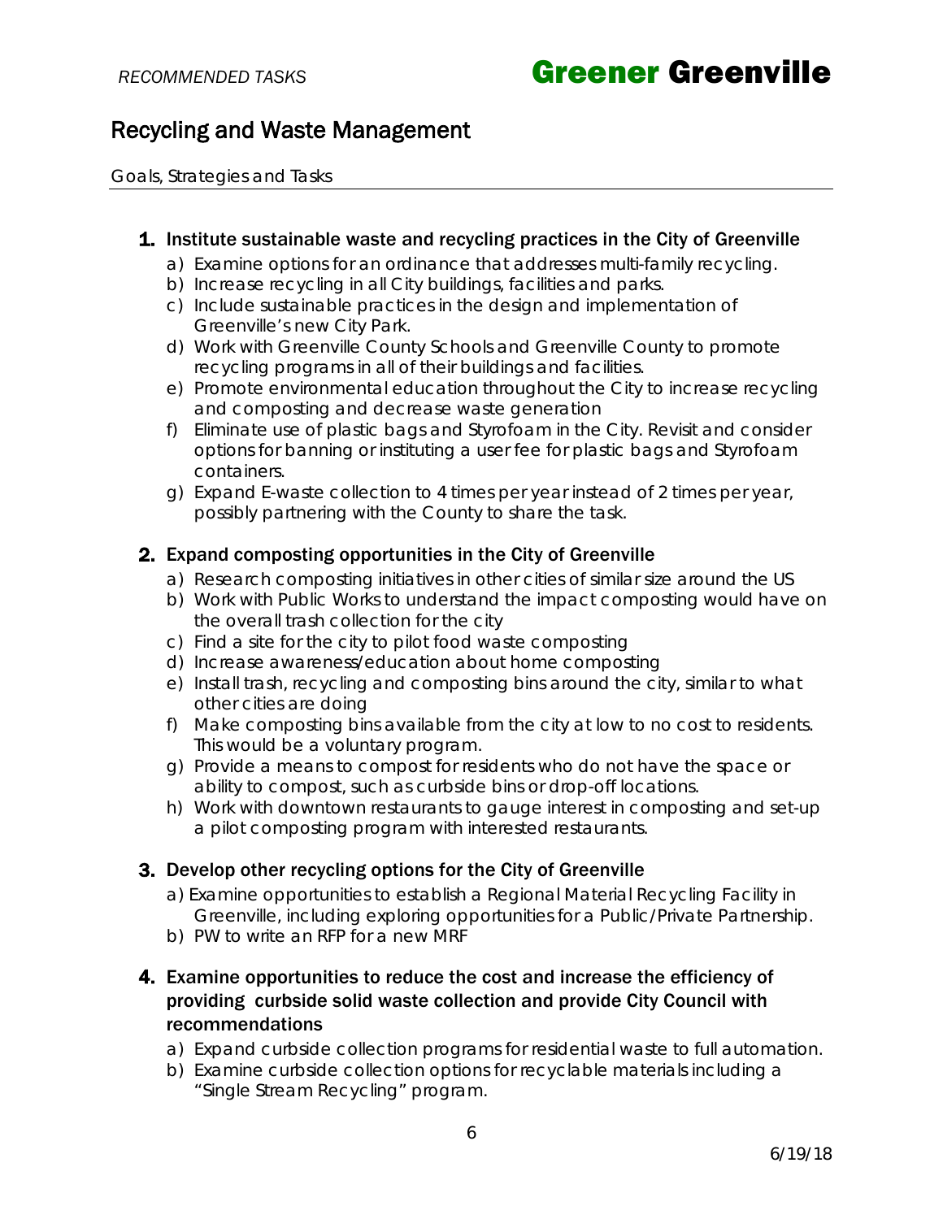# Recycling and Waste Management

*Goals, Strategies and Tasks*

1. **Institute sustainable waste and recycling practices in the City of Greenville**
    a) Examine options for an ordinance that addresses multi-family recycling.
    b) Increase recycling in all City buildings, facilities and parks.
    c) Include sustainable practices in the design and implementation of Greenville's new City Park.
    d) Work with Greenville County Schools and Greenville County to promote recycling programs in all of their buildings and facilities.
    e) Promote environmental education throughout the City to increase recycling and composting and decrease waste generation
    f) Eliminate use of plastic bags and Styrofoam in the City. Revisit and consider options for banning or instituting a user fee for plastic bags and Styrofoam containers.
    g) Expand E-waste collection to 4 times per year instead of 2 times per year, possibly partnering with the County to share the task.

2. **Expand composting opportunities in the City of Greenville**
    a) Research composting initiatives in other cities of similar size around the US
    b) Work with Public Works to understand the impact composting would have on the overall trash collection for the city
    c) Find a site for the city to pilot food waste composting
    d) Increase awareness/education about home composting
    e) Install trash, recycling and composting bins around the city, similar to what other cities are doing
    f) Make composting bins available from the city at low to no cost to residents. This would be a voluntary program.
    g) Provide a means to compost for residents who do not have the space or ability to compost, such as curbside bins or drop-off locations.
    h) Work with downtown restaurants to gauge interest in composting and set-up a pilot composting program with interested restaurants.

3. **Develop other recycling options for the City of Greenville**
    a) Examine opportunities to establish a Regional Material Recycling Facility in Greenville, including exploring opportunities for a Public/Private Partnership.
    b) PW to write an RFP for a new MRF

4. **Examine opportunities to reduce the cost and increase the efficiency of providing curbside solid waste collection and provide City Council with recommendations**
    a) Expand curbside collection programs for residential waste to full automation.
    b) Examine curbside collection options for recyclable materials including a "Single Stream Recycling" program.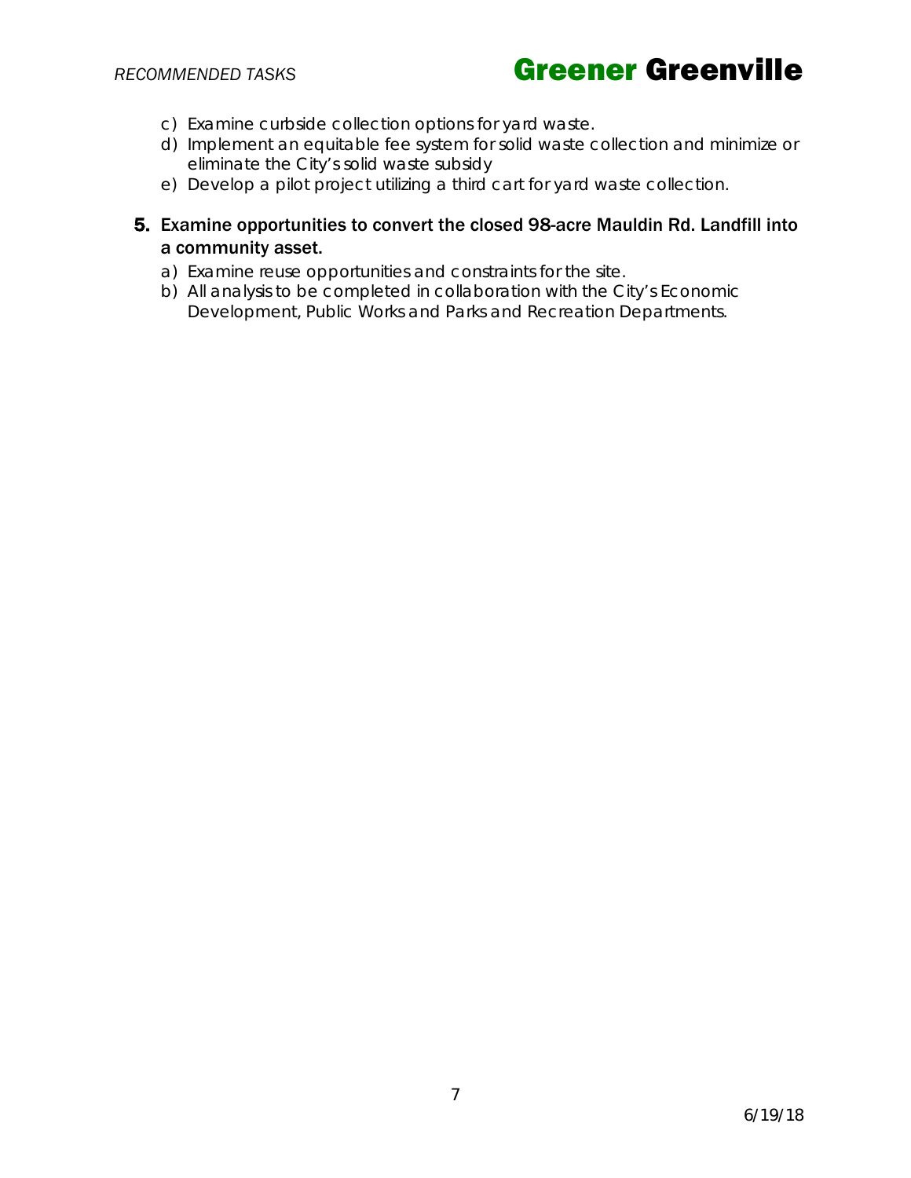c) Examine curbside collection options for yard waste.
d) Implement an equitable fee system for solid waste collection and minimize or eliminate the City's solid waste subsidy
e) Develop a pilot project utilizing a third cart for yard waste collection.

**5. Examine opportunities to convert the closed 98-acre Mauldin Rd. Landfill into a community asset.**

a) Examine reuse opportunities and constraints for the site.
b) All analysis to be completed in collaboration with the City's Economic Development, Public Works and Parks and Recreation Departments.